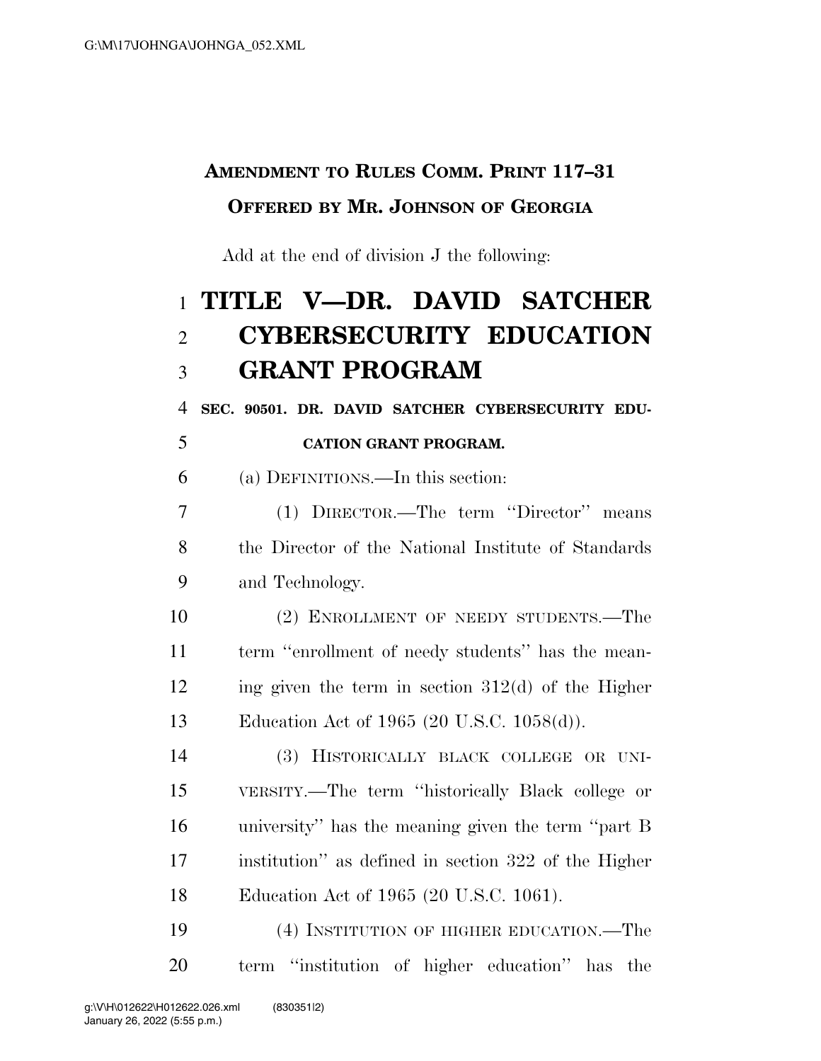**AMENDMENT TO RULES COMM. PRINT 117–31**

**OFFERED BY MR. JOHNSON OF GEORGIA**

Add at the end of division J the following:

# TITLE V—DR. DAVID SATCHER CYBERSECURITY EDUCATION GRANT PROGRAM

**SEC. 90501. DR. DAVID SATCHER CYBERSECURITY EDUCATION GRANT PROGRAM.**

(a) DEFINITIONS.—In this section:

(1) DIRECTOR.—The term ''Director'' means the Director of the National Institute of Standards and Technology.

(2) ENROLLMENT OF NEEDY STUDENTS.—The term ''enrollment of needy students'' has the meaning given the term in section 312(d) of the Higher Education Act of 1965 (20 U.S.C. 1058(d)).

(3) HISTORICALLY BLACK COLLEGE OR UNIVERSITY.—The term ''historically Black college or university'' has the meaning given the term ''part B institution'' as defined in section 322 of the Higher Education Act of 1965 (20 U.S.C. 1061).

(4) INSTITUTION OF HIGHER EDUCATION.—The term ''institution of higher education'' has the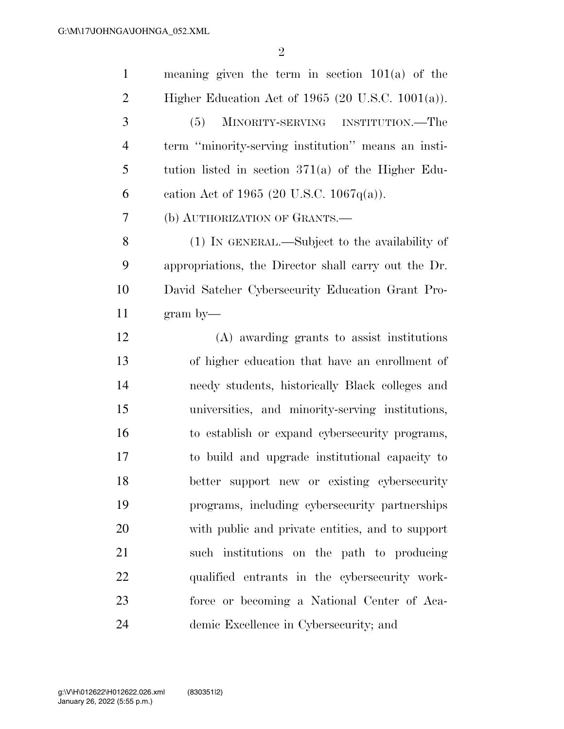meaning given the term in section 101(a) of the Higher Education Act of 1965 (20 U.S.C. 1001(a)).

(5) MINORITY-SERVING INSTITUTION.—The term ''minority-serving institution'' means an institution listed in section 371(a) of the Higher Education Act of 1965 (20 U.S.C. 1067q(a)).

(b) AUTHORIZATION OF GRANTS.—

(1) IN GENERAL.—Subject to the availability of appropriations, the Director shall carry out the Dr. David Satcher Cybersecurity Education Grant Program by—

(A) awarding grants to assist institutions of higher education that have an enrollment of needy students, historically Black colleges and universities, and minority-serving institutions, to establish or expand cybersecurity programs, to build and upgrade institutional capacity to better support new or existing cybersecurity programs, including cybersecurity partnerships with public and private entities, and to support such institutions on the path to producing qualified entrants in the cybersecurity workforce or becoming a National Center of Academic Excellence in Cybersecurity; and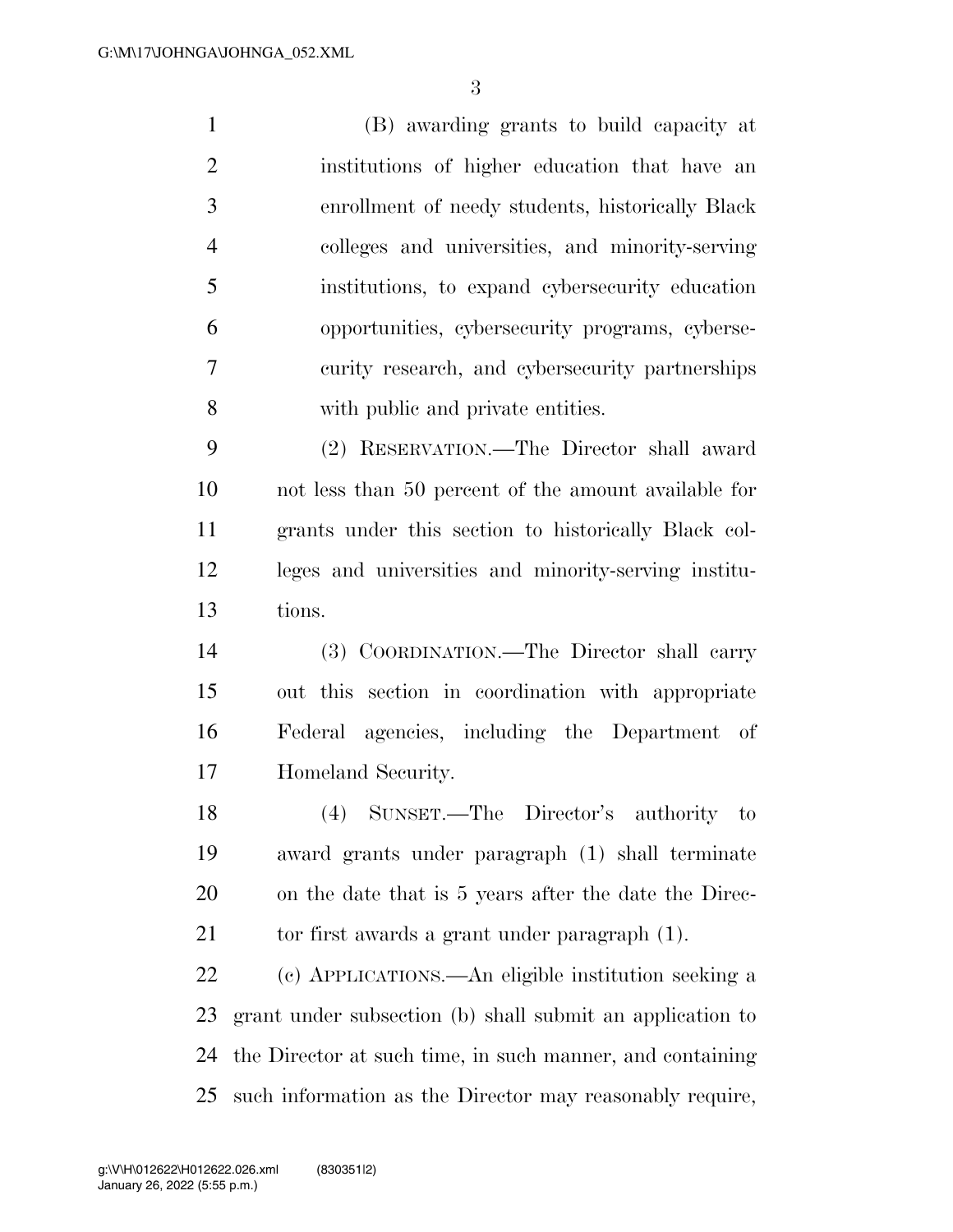(B) awarding grants to build capacity at institutions of higher education that have an enrollment of needy students, historically Black colleges and universities, and minority-serving institutions, to expand cybersecurity education opportunities, cybersecurity programs, cybersecurity research, and cybersecurity partnerships with public and private entities.

(2) RESERVATION.—The Director shall award not less than 50 percent of the amount available for grants under this section to historically Black colleges and universities and minority-serving institutions.

(3) COORDINATION.—The Director shall carry out this section in coordination with appropriate Federal agencies, including the Department of Homeland Security.

(4) SUNSET.—The Director's authority to award grants under paragraph (1) shall terminate on the date that is 5 years after the date the Director first awards a grant under paragraph (1).

(c) APPLICATIONS.—An eligible institution seeking a grant under subsection (b) shall submit an application to the Director at such time, in such manner, and containing such information as the Director may reasonably require,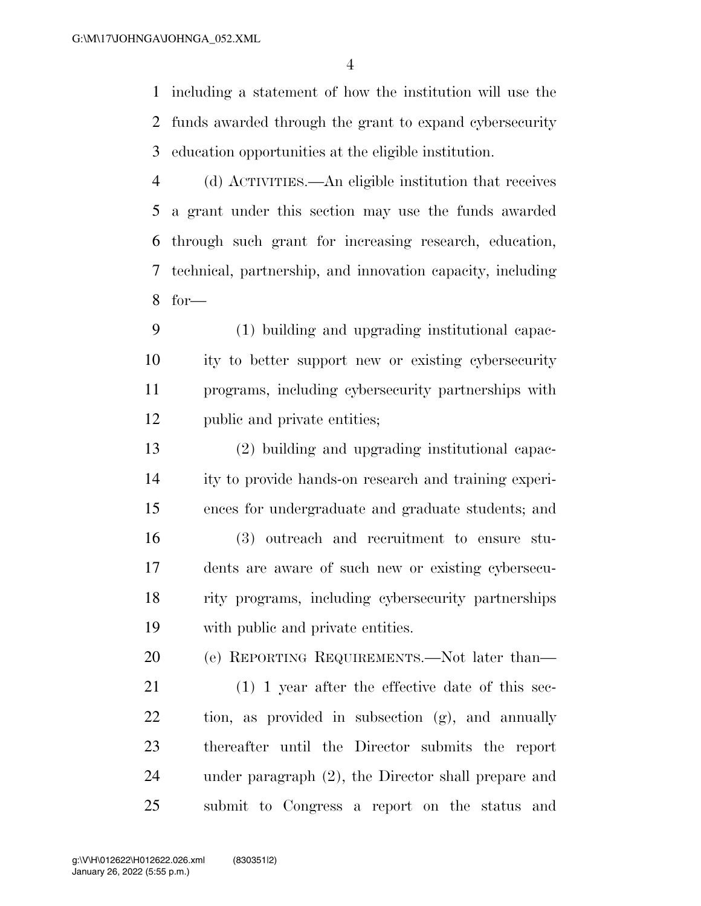including a statement of how the institution will use the funds awarded through the grant to expand cybersecurity education opportunities at the eligible institution.

(d) ACTIVITIES.—An eligible institution that receives a grant under this section may use the funds awarded through such grant for increasing research, education, technical, partnership, and innovation capacity, including for—

(1) building and upgrading institutional capacity to better support new or existing cybersecurity programs, including cybersecurity partnerships with public and private entities;

(2) building and upgrading institutional capacity to provide hands-on research and training experiences for undergraduate and graduate students; and

(3) outreach and recruitment to ensure students are aware of such new or existing cybersecurity programs, including cybersecurity partnerships with public and private entities.

(e) REPORTING REQUIREMENTS.—Not later than—

(1) 1 year after the effective date of this section, as provided in subsection (g), and annually thereafter until the Director submits the report under paragraph (2), the Director shall prepare and submit to Congress a report on the status and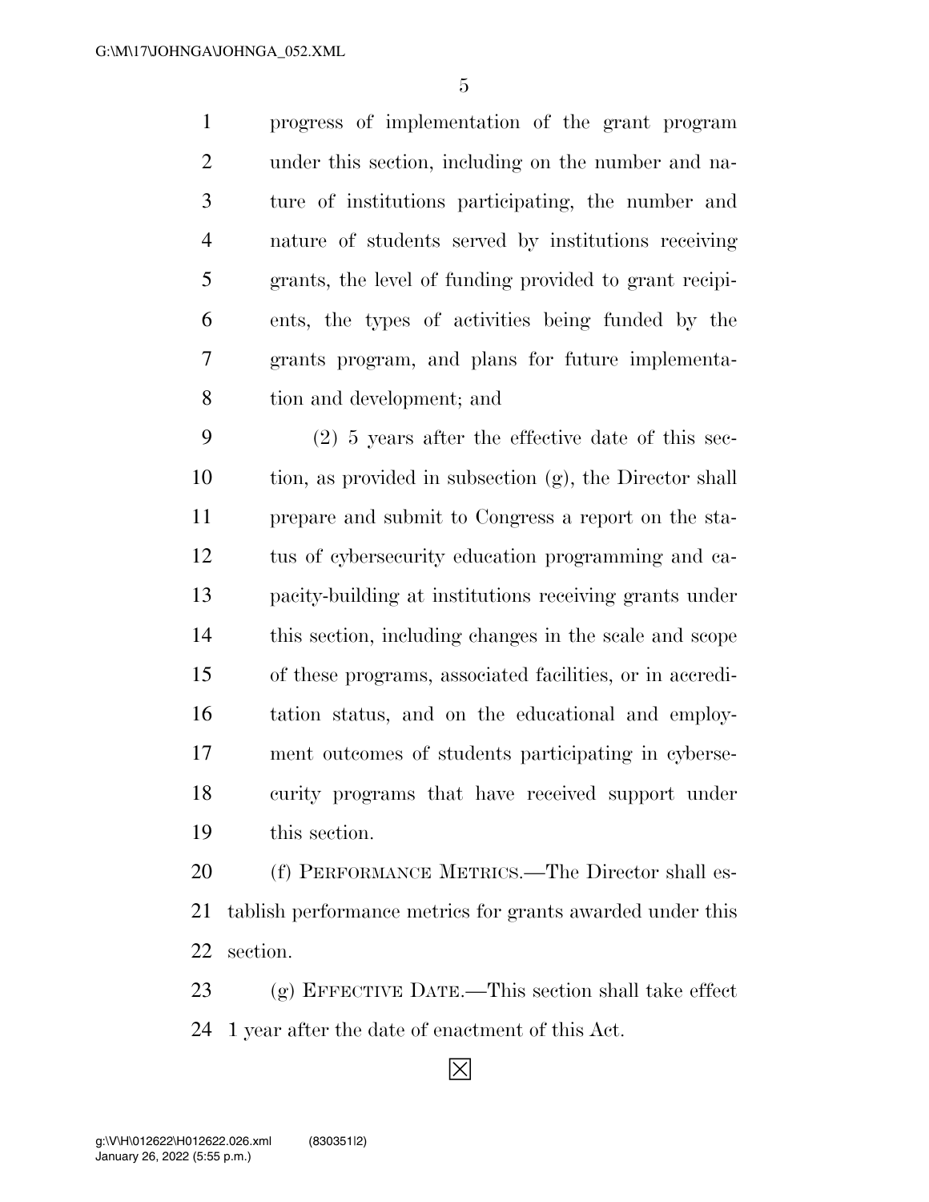progress of implementation of the grant program under this section, including on the number and nature of institutions participating, the number and nature of students served by institutions receiving grants, the level of funding provided to grant recipients, the types of activities being funded by the grants program, and plans for future implementation and development; and

(2) 5 years after the effective date of this section, as provided in subsection (g), the Director shall prepare and submit to Congress a report on the status of cybersecurity education programming and capacity-building at institutions receiving grants under this section, including changes in the scale and scope of these programs, associated facilities, or in accreditation status, and on the educational and employment outcomes of students participating in cybersecurity programs that have received support under this section.

(f) PERFORMANCE METRICS.—The Director shall establish performance metrics for grants awarded under this section.

(g) EFFECTIVE DATE.—This section shall take effect 1 year after the date of enactment of this Act.